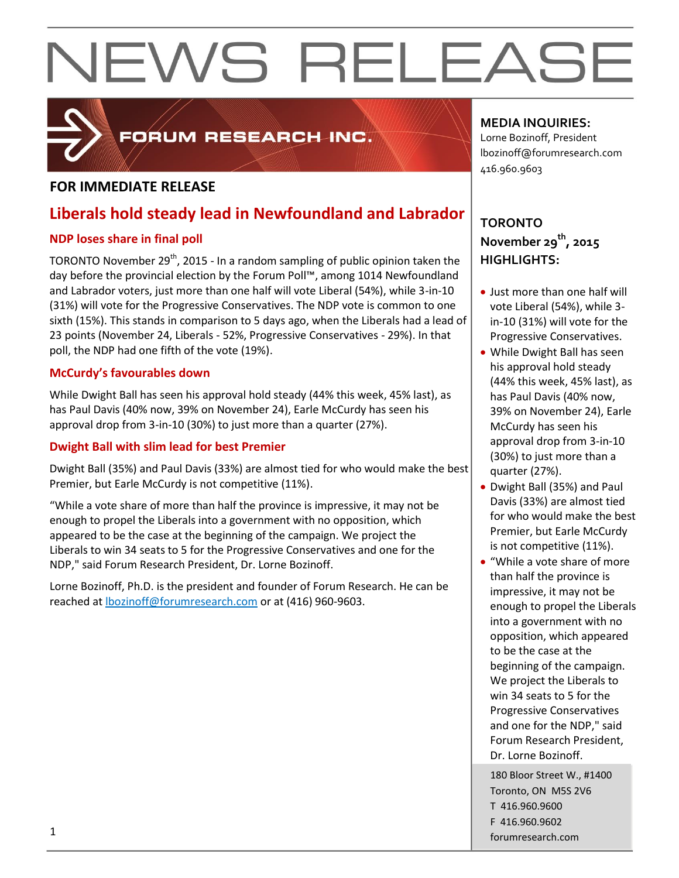# NEWS RELEASE

FORUM RESEARCH INC.

**FOR IMMEDIATE RELEASE**

## Liberals hold steady lead in Newfoundland and Labrador

### NDP loses share in final poll

TORONTO November 29th, 2015 - In a random sampling of public opinion taken the day before the provincial election by the Forum Poll™, among 1014 Newfoundland and Labrador voters, just more than one half will vote Liberal (54%), while 3-in-10 (31%) will vote for the Progressive Conservatives. The NDP vote is common to one sixth (15%). This stands in comparison to 5 days ago, when the Liberals had a lead of 23 points (November 24, Liberals - 52%, Progressive Conservatives - 29%). In that poll, the NDP had one fifth of the vote (19%).

### McCurdy's favourables down

While Dwight Ball has seen his approval hold steady (44% this week, 45% last), as has Paul Davis (40% now, 39% on November 24), Earle McCurdy has seen his approval drop from 3-in-10 (30%) to just more than a quarter (27%).

### Dwight Ball with slim lead for best Premier

Dwight Ball (35%) and Paul Davis (33%) are almost tied for who would make the best Premier, but Earle McCurdy is not competitive (11%).

"While a vote share of more than half the province is impressive, it may not be enough to propel the Liberals into a government with no opposition, which appeared to be the case at the beginning of the campaign. We project the Liberals to win 34 seats to 5 for the Progressive Conservatives and one for the NDP," said Forum Research President, Dr. Lorne Bozinoff.

Lorne Bozinoff, Ph.D. is the president and founder of Forum Research. He can be reached at lbozinoff@forumresearch.com or at (416) 960-9603.

**MEDIA INQUIRIES:**
Lorne Bozinoff, President
lbozinoff@forumresearch.com
416.960.9603

**TORONTO**
**November 29th, 2015**
**HIGHLIGHTS:**

- Just more than one half will vote Liberal (54%), while 3-in-10 (31%) will vote for the Progressive Conservatives.
- While Dwight Ball has seen his approval hold steady (44% this week, 45% last), as has Paul Davis (40% now, 39% on November 24), Earle McCurdy has seen his approval drop from 3-in-10 (30%) to just more than a quarter (27%).
- Dwight Ball (35%) and Paul Davis (33%) are almost tied for who would make the best Premier, but Earle McCurdy is not competitive (11%).
- "While a vote share of more than half the province is impressive, it may not be enough to propel the Liberals into a government with no opposition, which appeared to be the case at the beginning of the campaign. We project the Liberals to win 34 seats to 5 for the Progressive Conservatives and one for the NDP," said Forum Research President, Dr. Lorne Bozinoff.

180 Bloor Street W., #1400
Toronto, ON M5S 2V6
T 416.960.9600
F 416.960.9602
forumresearch.com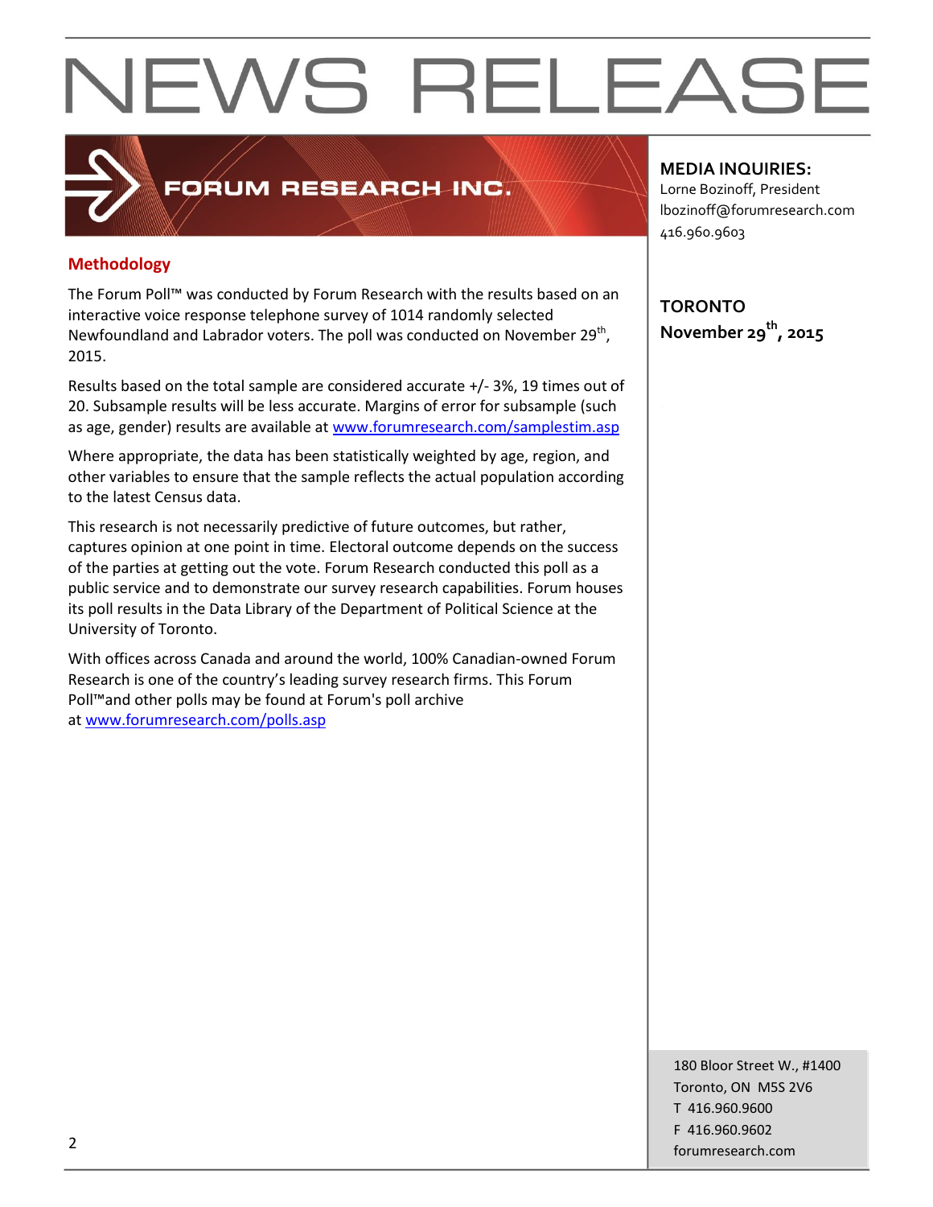# NEWS RELEASE

FORUM RESEARCH INC.

**MEDIA INQUIRIES:**
Lorne Bozinoff, President
lbozinoff@forumresearch.com
416.960.9603

**TORONTO**
**November 29th, 2015**

## Methodology

The Forum Poll™ was conducted by Forum Research with the results based on an interactive voice response telephone survey of 1014 randomly selected Newfoundland and Labrador voters. The poll was conducted on November 29th, 2015.

Results based on the total sample are considered accurate +/- 3%, 19 times out of 20. Subsample results will be less accurate. Margins of error for subsample (such as age, gender) results are available at www.forumresearch.com/samplestim.asp

Where appropriate, the data has been statistically weighted by age, region, and other variables to ensure that the sample reflects the actual population according to the latest Census data.

This research is not necessarily predictive of future outcomes, but rather, captures opinion at one point in time. Electoral outcome depends on the success of the parties at getting out the vote. Forum Research conducted this poll as a public service and to demonstrate our survey research capabilities. Forum houses its poll results in the Data Library of the Department of Political Science at the University of Toronto.

With offices across Canada and around the world, 100% Canadian-owned Forum Research is one of the country's leading survey research firms. This Forum Poll™and other polls may be found at Forum's poll archive at www.forumresearch.com/polls.asp

180 Bloor Street W., #1400
Toronto, ON M5S 2V6
T 416.960.9600
F 416.960.9602
forumresearch.com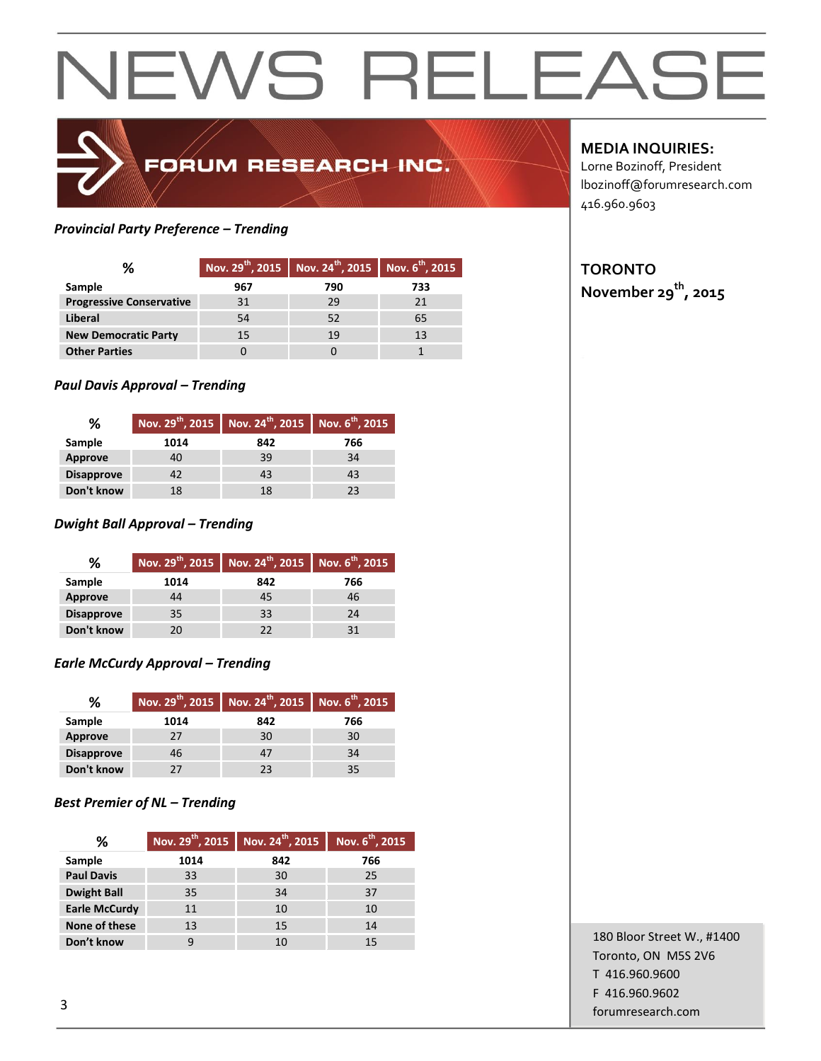# NEWS RELEASE

FORUM RESEARCH INC.

**MEDIA INQUIRIES:**
Lorne Bozinoff, President
lbozinoff@forumresearch.com
416.960.9603

**TORONTO**
**November 29th, 2015**

*Provincial Party Preference – Trending*

| % | Nov. 29th, 2015 | Nov. 24th, 2015 | Nov. 6th, 2015 |
|---|---|---|---|
| Sample | 967 | 790 | 733 |
| Progressive Conservative | 31 | 29 | 21 |
| Liberal | 54 | 52 | 65 |
| New Democratic Party | 15 | 19 | 13 |
| Other Parties | 0 | 0 | 1 |

*Paul Davis Approval – Trending*

| % | Nov. 29th, 2015 | Nov. 24th, 2015 | Nov. 6th, 2015 |
|---|---|---|---|
| Sample | 1014 | 842 | 766 |
| Approve | 40 | 39 | 34 |
| Disapprove | 42 | 43 | 43 |
| Don't know | 18 | 18 | 23 |

*Dwight Ball Approval – Trending*

| % | Nov. 29th, 2015 | Nov. 24th, 2015 | Nov. 6th, 2015 |
|---|---|---|---|
| Sample | 1014 | 842 | 766 |
| Approve | 44 | 45 | 46 |
| Disapprove | 35 | 33 | 24 |
| Don't know | 20 | 22 | 31 |

*Earle McCurdy Approval – Trending*

| % | Nov. 29th, 2015 | Nov. 24th, 2015 | Nov. 6th, 2015 |
|---|---|---|---|
| Sample | 1014 | 842 | 766 |
| Approve | 27 | 30 | 30 |
| Disapprove | 46 | 47 | 34 |
| Don't know | 27 | 23 | 35 |

*Best Premier of NL – Trending*

| % | Nov. 29th, 2015 | Nov. 24th, 2015 | Nov. 6th, 2015 |
|---|---|---|---|
| Sample | 1014 | 842 | 766 |
| Paul Davis | 33 | 30 | 25 |
| Dwight Ball | 35 | 34 | 37 |
| Earle McCurdy | 11 | 10 | 10 |
| None of these | 13 | 15 | 14 |
| Don't know | 9 | 10 | 15 |

180 Bloor Street W., #1400
Toronto, ON M5S 2V6
T 416.960.9600
F 416.960.9602
forumresearch.com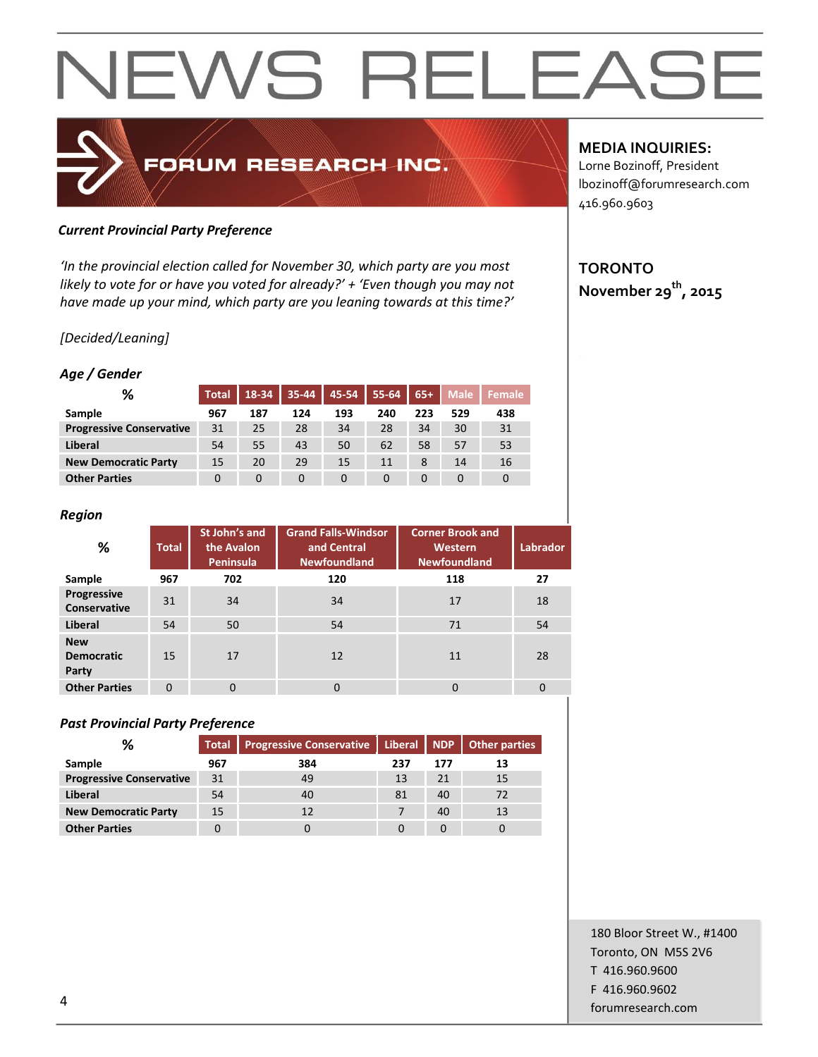# NEWS RELEASE

**FORUM RESEARCH INC.**

**MEDIA INQUIRIES:**
Lorne Bozinoff, President
lbozinoff@forumresearch.com
416.960.9603

**TORONTO**
**November 29th, 2015**

***Current Provincial Party Preference***

*'In the provincial election called for November 30, which party are you most likely to vote for or have you voted for already?' + 'Even though you may not have made up your mind, which party are you leaning towards at this time?'*

*[Decided/Leaning]*

***Age / Gender***

| % | Total | 18-34 | 35-44 | 45-54 | 55-64 | 65+ | Male | Female |
|---|---|---|---|---|---|---|---|---|
| **Sample** | **967** | **187** | **124** | **193** | **240** | **223** | **529** | **438** |
| **Progressive Conservative** | 31 | 25 | 28 | 34 | 28 | 34 | 30 | 31 |
| **Liberal** | 54 | 55 | 43 | 50 | 62 | 58 | 57 | 53 |
| **New Democratic Party** | 15 | 20 | 29 | 15 | 11 | 8 | 14 | 16 |
| **Other Parties** | 0 | 0 | 0 | 0 | 0 | 0 | 0 | 0 |

***Region***

| % | Total | St John's and the Avalon Peninsula | Grand Falls-Windsor and Central Newfoundland | Corner Brook and Western Newfoundland | Labrador |
|---|---|---|---|---|---|
| **Sample** | **967** | **702** | **120** | **118** | **27** |
| **Progressive Conservative** | 31 | 34 | 34 | 17 | 18 |
| **Liberal** | 54 | 50 | 54 | 71 | 54 |
| **New Democratic Party** | 15 | 17 | 12 | 11 | 28 |
| **Other Parties** | 0 | 0 | 0 | 0 | 0 |

***Past Provincial Party Preference***

| % | Total | Progressive Conservative | Liberal | NDP | Other parties |
|---|---|---|---|---|---|
| **Sample** | **967** | **384** | **237** | **177** | **13** |
| **Progressive Conservative** | 31 | 49 | 13 | 21 | 15 |
| **Liberal** | 54 | 40 | 81 | 40 | 72 |
| **New Democratic Party** | 15 | 12 | 7 | 40 | 13 |
| **Other Parties** | 0 | 0 | 0 | 0 | 0 |

180 Bloor Street W., #1400
Toronto, ON M5S 2V6
T 416.960.9600
F 416.960.9602
forumresearch.com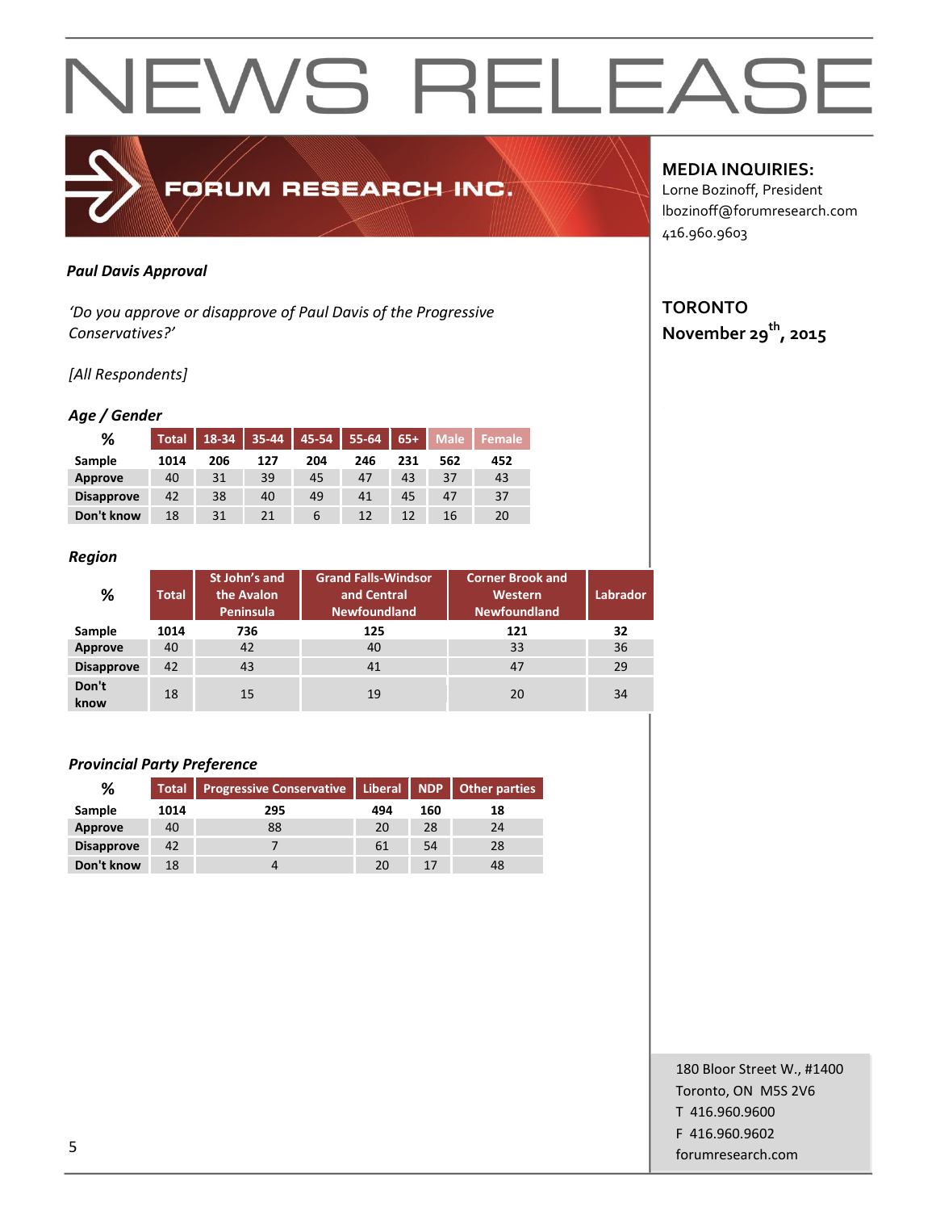# NEWS RELEASE

FORUM RESEARCH INC.

**MEDIA INQUIRIES:**
Lorne Bozinoff, President
lbozinoff@forumresearch.com
416.960.9603

**TORONTO**
**November 29th, 2015**

***Paul Davis Approval***

*'Do you approve or disapprove of Paul Davis of the Progressive Conservatives?'*

*[All Respondents]*

***Age / Gender***

| % | Total | 18-34 | 35-44 | 45-54 | 55-64 | 65+ | Male | Female |
|---|---|---|---|---|---|---|---|---|
| **Sample** | **1014** | **206** | **127** | **204** | **246** | **231** | **562** | **452** |
| **Approve** | 40 | 31 | 39 | 45 | 47 | 43 | 37 | 43 |
| **Disapprove** | 42 | 38 | 40 | 49 | 41 | 45 | 47 | 37 |
| **Don't know** | 18 | 31 | 21 | 6 | 12 | 12 | 16 | 20 |

***Region***

| % | Total | St John's and the Avalon Peninsula | Grand Falls-Windsor and Central Newfoundland | Corner Brook and Western Newfoundland | Labrador |
|---|---|---|---|---|---|
| **Sample** | **1014** | **736** | **125** | **121** | **32** |
| **Approve** | 40 | 42 | 40 | 33 | 36 |
| **Disapprove** | 42 | 43 | 41 | 47 | 29 |
| **Don't know** | 18 | 15 | 19 | 20 | 34 |

***Provincial Party Preference***

| % | Total | Progressive Conservative | Liberal | NDP | Other parties |
|---|---|---|---|---|---|
| **Sample** | **1014** | **295** | **494** | **160** | **18** |
| **Approve** | 40 | 88 | 20 | 28 | 24 |
| **Disapprove** | 42 | 7 | 61 | 54 | 28 |
| **Don't know** | 18 | 4 | 20 | 17 | 48 |

180 Bloor Street W., #1400
Toronto, ON M5S 2V6
T 416.960.9600
F 416.960.9602
forumresearch.com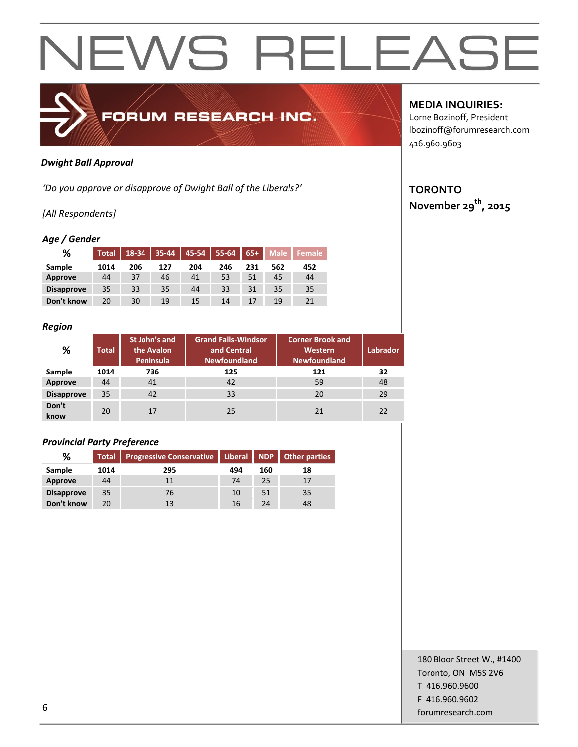# NEWS RELEASE

FORUM RESEARCH INC.

**MEDIA INQUIRIES:**
Lorne Bozinoff, President
lbozinoff@forumresearch.com
416.960.9603

**TORONTO**
**November 29th, 2015**

***Dwight Ball Approval***

*'Do you approve or disapprove of Dwight Ball of the Liberals?'*

*[All Respondents]*

***Age / Gender***

| % | Total | 18-34 | 35-44 | 45-54 | 55-64 | 65+ | Male | Female |
|---|---|---|---|---|---|---|---|---|
| **Sample** | **1014** | **206** | **127** | **204** | **246** | **231** | **562** | **452** |
| **Approve** | 44 | 37 | 46 | 41 | 53 | 51 | 45 | 44 |
| **Disapprove** | 35 | 33 | 35 | 44 | 33 | 31 | 35 | 35 |
| **Don't know** | 20 | 30 | 19 | 15 | 14 | 17 | 19 | 21 |

***Region***

| % | Total | St John's and the Avalon Peninsula | Grand Falls-Windsor and Central Newfoundland | Corner Brook and Western Newfoundland | Labrador |
|---|---|---|---|---|---|
| **Sample** | **1014** | **736** | **125** | **121** | **32** |
| **Approve** | 44 | 41 | 42 | 59 | 48 |
| **Disapprove** | 35 | 42 | 33 | 20 | 29 |
| **Don't know** | 20 | 17 | 25 | 21 | 22 |

***Provincial Party Preference***

| % | Total | Progressive Conservative | Liberal | NDP | Other parties |
|---|---|---|---|---|---|
| **Sample** | **1014** | **295** | **494** | **160** | **18** |
| **Approve** | 44 | 11 | 74 | 25 | 17 |
| **Disapprove** | 35 | 76 | 10 | 51 | 35 |
| **Don't know** | 20 | 13 | 16 | 24 | 48 |

180 Bloor Street W., #1400
Toronto, ON M5S 2V6
T 416.960.9600
F 416.960.9602
forumresearch.com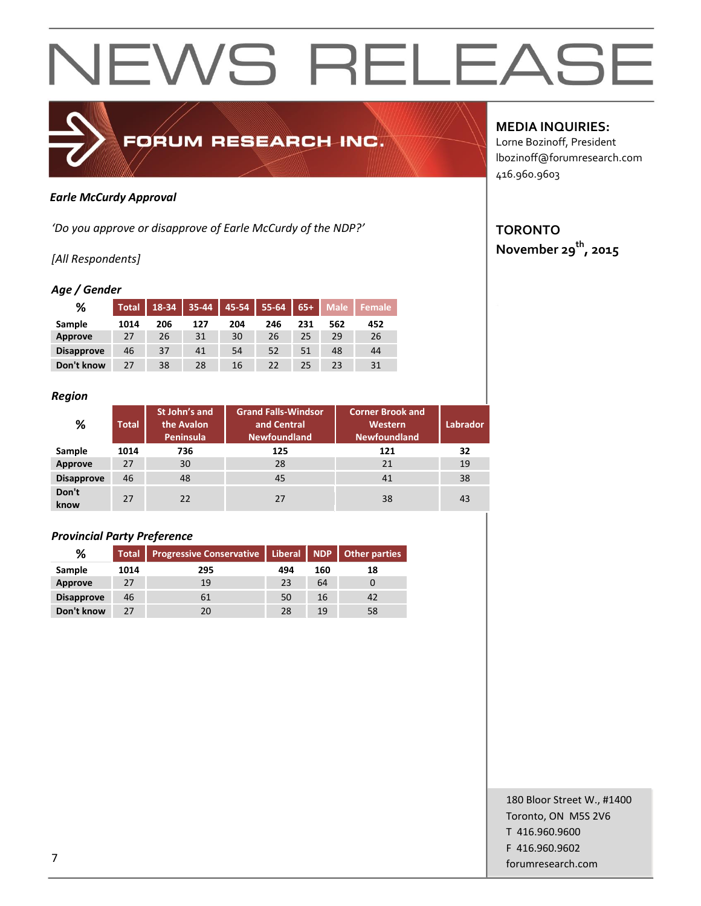# NEWS RELEASE

FORUM RESEARCH INC.

**MEDIA INQUIRIES:**
Lorne Bozinoff, President
lbozinoff@forumresearch.com
416.960.9603

**TORONTO**
**November 29th, 2015**

***Earle McCurdy Approval***

*'Do you approve or disapprove of Earle McCurdy of the NDP?'*

*[All Respondents]*

***Age / Gender***

| % | Total | 18-34 | 35-44 | 45-54 | 55-64 | 65+ | Male | Female |
|---|---|---|---|---|---|---|---|---|
| **Sample** | **1014** | **206** | **127** | **204** | **246** | **231** | **562** | **452** |
| **Approve** | 27 | 26 | 31 | 30 | 26 | 25 | 29 | 26 |
| **Disapprove** | 46 | 37 | 41 | 54 | 52 | 51 | 48 | 44 |
| **Don't know** | 27 | 38 | 28 | 16 | 22 | 25 | 23 | 31 |

***Region***

| % | Total | St John's and the Avalon Peninsula | Grand Falls-Windsor and Central Newfoundland | Corner Brook and Western Newfoundland | Labrador |
|---|---|---|---|---|---|
| **Sample** | **1014** | **736** | **125** | **121** | **32** |
| **Approve** | 27 | 30 | 28 | 21 | 19 |
| **Disapprove** | 46 | 48 | 45 | 41 | 38 |
| **Don't know** | 27 | 22 | 27 | 38 | 43 |

***Provincial Party Preference***

| % | Total | Progressive Conservative | Liberal | NDP | Other parties |
|---|---|---|---|---|---|
| **Sample** | **1014** | **295** | **494** | **160** | **18** |
| **Approve** | 27 | 19 | 23 | 64 | 0 |
| **Disapprove** | 46 | 61 | 50 | 16 | 42 |
| **Don't know** | 27 | 20 | 28 | 19 | 58 |

180 Bloor Street W., #1400
Toronto, ON M5S 2V6
T 416.960.9600
F 416.960.9602
forumresearch.com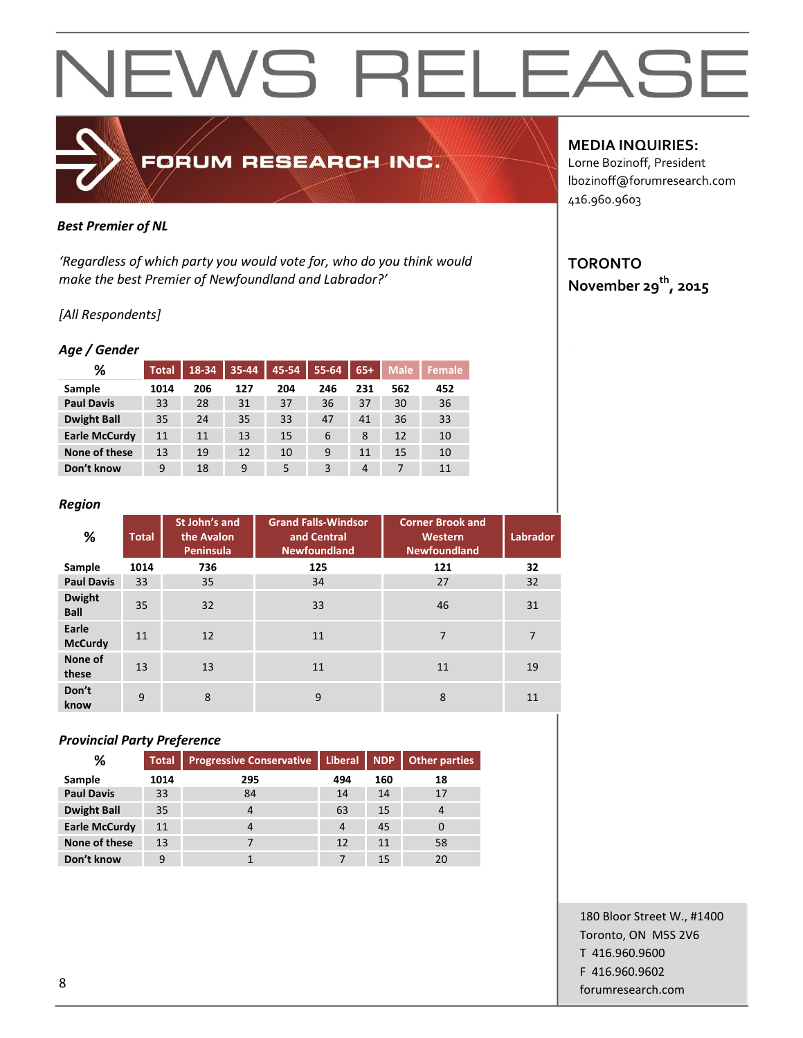# NEWS RELEASE

FORUM RESEARCH INC.

**MEDIA INQUIRIES:**
Lorne Bozinoff, President
lbozinoff@forumresearch.com
416.960.9603

**TORONTO**
**November 29th, 2015**

***Best Premier of NL***

*'Regardless of which party you would vote for, who do you think would make the best Premier of Newfoundland and Labrador?'*

*[All Respondents]*

***Age / Gender***

| % | Total | 18-34 | 35-44 | 45-54 | 55-64 | 65+ | Male | Female |
|---|---|---|---|---|---|---|---|---|
| **Sample** | 1014 | 206 | 127 | 204 | 246 | 231 | 562 | 452 |
| **Paul Davis** | 33 | 28 | 31 | 37 | 36 | 37 | 30 | 36 |
| **Dwight Ball** | 35 | 24 | 35 | 33 | 47 | 41 | 36 | 33 |
| **Earle McCurdy** | 11 | 11 | 13 | 15 | 6 | 8 | 12 | 10 |
| **None of these** | 13 | 19 | 12 | 10 | 9 | 11 | 15 | 10 |
| **Don't know** | 9 | 18 | 9 | 5 | 3 | 4 | 7 | 11 |

***Region***

| % | Total | St John's and the Avalon Peninsula | Grand Falls-Windsor and Central Newfoundland | Corner Brook and Western Newfoundland | Labrador |
|---|---|---|---|---|---|
| **Sample** | 1014 | 736 | 125 | 121 | 32 |
| **Paul Davis** | 33 | 35 | 34 | 27 | 32 |
| **Dwight Ball** | 35 | 32 | 33 | 46 | 31 |
| **Earle McCurdy** | 11 | 12 | 11 | 7 | 7 |
| **None of these** | 13 | 13 | 11 | 11 | 19 |
| **Don't know** | 9 | 8 | 9 | 8 | 11 |

***Provincial Party Preference***

| % | Total | Progressive Conservative | Liberal | NDP | Other parties |
|---|---|---|---|---|---|
| **Sample** | 1014 | 295 | 494 | 160 | 18 |
| **Paul Davis** | 33 | 84 | 14 | 14 | 17 |
| **Dwight Ball** | 35 | 4 | 63 | 15 | 4 |
| **Earle McCurdy** | 11 | 4 | 4 | 45 | 0 |
| **None of these** | 13 | 7 | 12 | 11 | 58 |
| **Don't know** | 9 | 1 | 7 | 15 | 20 |

180 Bloor Street W., #1400
Toronto, ON M5S 2V6
T 416.960.9600
F 416.960.9602
forumresearch.com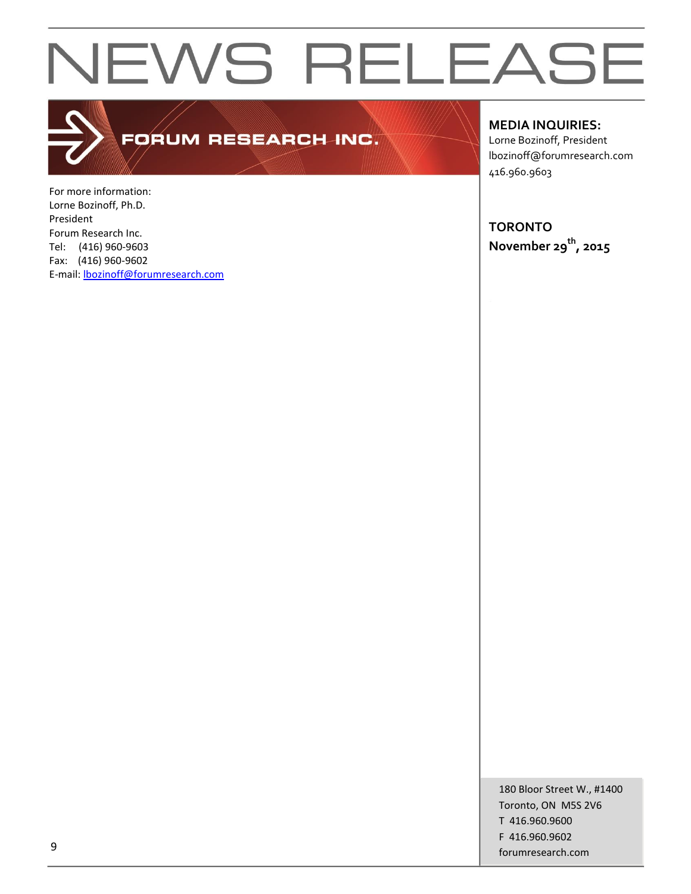# NEWS RELEASE

FORUM RESEARCH INC.

**MEDIA INQUIRIES:**
Lorne Bozinoff, President
lbozinoff@forumresearch.com
416.960.9603

**TORONTO**
**November 29th, 2015**

For more information:
Lorne Bozinoff, Ph.D.
President
Forum Research Inc.
Tel: (416) 960-9603
Fax: (416) 960-9602
E-mail: lbozinoff@forumresearch.com

180 Bloor Street W., #1400
Toronto, ON M5S 2V6
T 416.960.9600
F 416.960.9602
forumresearch.com